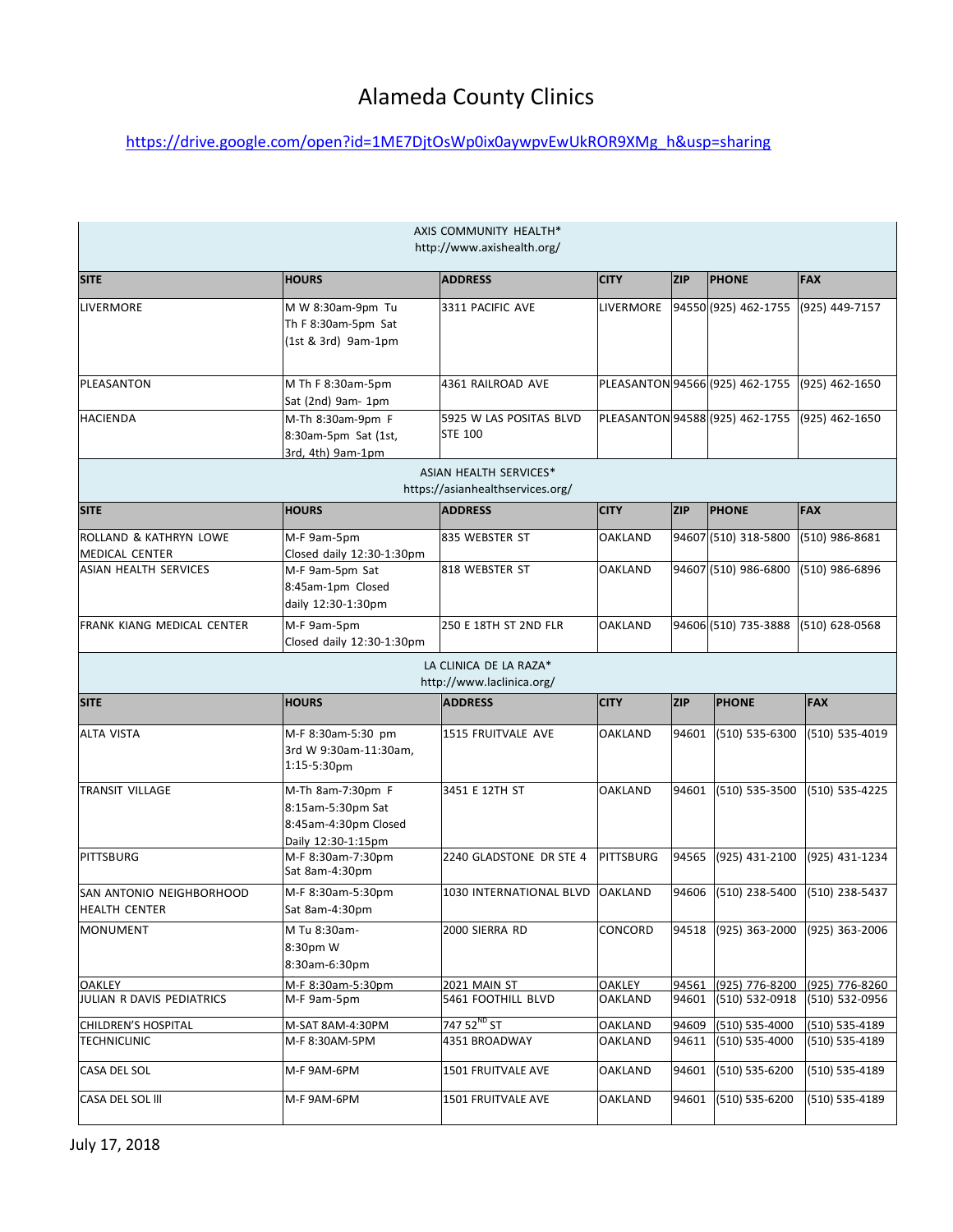# Alameda County Clinics

https://drive.google.com/open?id=1ME7DjtOsWp0ix0aywpvEwUkROR9XMg_h&usp=sharing

| AXIS COMMUNITY HEALTH* http://www.axishealth.org/ | | | | | | |
|---|---|---|---|---|---|---|
| **SITE** | **HOURS** | **ADDRESS** | **CITY** | **ZIP** | **PHONE** | **FAX** |
| LIVERMORE | M W 8:30am-9pm Tu Th F 8:30am-5pm Sat (1st & 3rd) 9am-1pm | 3311 PACIFIC AVE | LIVERMORE | 94550 | (925) 462-1755 | (925) 449-7157 |
| PLEASANTON | M Th F 8:30am-5pm Sat (2nd) 9am- 1pm | 4361 RAILROAD AVE | PLEASANTON | 94566 | (925) 462-1755 | (925) 462-1650 |
| HACIENDA | M-Th 8:30am-9pm F 8:30am-5pm Sat (1st, 3rd, 4th) 9am-1pm | 5925 W LAS POSITAS BLVD STE 100 | PLEASANTON | 94588 | (925) 462-1755 | (925) 462-1650 |
| ASIAN HEALTH SERVICES* https://asianhealthservices.org/ | | | | | | |
| **SITE** | **HOURS** | **ADDRESS** | **CITY** | **ZIP** | **PHONE** | **FAX** |
| ROLLAND & KATHRYN LOWE MEDICAL CENTER | M-F 9am-5pm Closed daily 12:30-1:30pm | 835 WEBSTER ST | OAKLAND | 94607 | (510) 318-5800 | (510) 986-8681 |
| ASIAN HEALTH SERVICES | M-F 9am-5pm Sat 8:45am-1pm Closed daily 12:30-1:30pm | 818 WEBSTER ST | OAKLAND | 94607 | (510) 986-6800 | (510) 986-6896 |
| FRANK KIANG MEDICAL CENTER | M-F 9am-5pm Closed daily 12:30-1:30pm | 250 E 18TH ST 2ND FLR | OAKLAND | 94606 | (510) 735-3888 | (510) 628-0568 |
| LA CLINICA DE LA RAZA* http://www.laclinica.org/ | | | | | | |
| **SITE** | **HOURS** | **ADDRESS** | **CITY** | **ZIP** | **PHONE** | **FAX** |
| ALTA VISTA | M-F 8:30am-5:30 pm 3rd W 9:30am-11:30am, 1:15-5:30pm | 1515 FRUITVALE AVE | OAKLAND | 94601 | (510) 535-6300 | (510) 535-4019 |
| TRANSIT VILLAGE | M-Th 8am-7:30pm F 8:15am-5:30pm Sat 8:45am-4:30pm Closed Daily 12:30-1:15pm | 3451 E 12TH ST | OAKLAND | 94601 | (510) 535-3500 | (510) 535-4225 |
| PITTSBURG | M-F 8:30am-7:30pm Sat 8am-4:30pm | 2240 GLADSTONE DR STE 4 | PITTSBURG | 94565 | (925) 431-2100 | (925) 431-1234 |
| SAN ANTONIO NEIGHBORHOOD HEALTH CENTER | M-F 8:30am-5:30pm Sat 8am-4:30pm | 1030 INTERNATIONAL BLVD | OAKLAND | 94606 | (510) 238-5400 | (510) 238-5437 |
| MONUMENT | M Tu 8:30am-8:30pm W 8:30am-6:30pm | 2000 SIERRA RD | CONCORD | 94518 | (925) 363-2000 | (925) 363-2006 |
| OAKLEY | M-F 8:30am-5:30pm | 2021 MAIN ST | OAKLEY | 94561 | (925) 776-8200 | (925) 776-8260 |
| JULIAN R DAVIS PEDIATRICS | M-F 9am-5pm | 5461 FOOTHILL BLVD | OAKLAND | 94601 | (510) 532-0918 | (510) 532-0956 |
| CHILDREN'S HOSPITAL | M-SAT 8AM-4:30PM | 747 52ND ST | OAKLAND | 94609 | (510) 535-4000 | (510) 535-4189 |
| TECHNICLINIC | M-F 8:30AM-5PM | 4351 BROADWAY | OAKLAND | 94611 | (510) 535-4000 | (510) 535-4189 |
| CASA DEL SOL | M-F 9AM-6PM | 1501 FRUITVALE AVE | OAKLAND | 94601 | (510) 535-6200 | (510) 535-4189 |
| CASA DEL SOL lll | M-F 9AM-6PM | 1501 FRUITVALE AVE | OAKLAND | 94601 | (510) 535-6200 | (510) 535-4189 |

July 17, 2018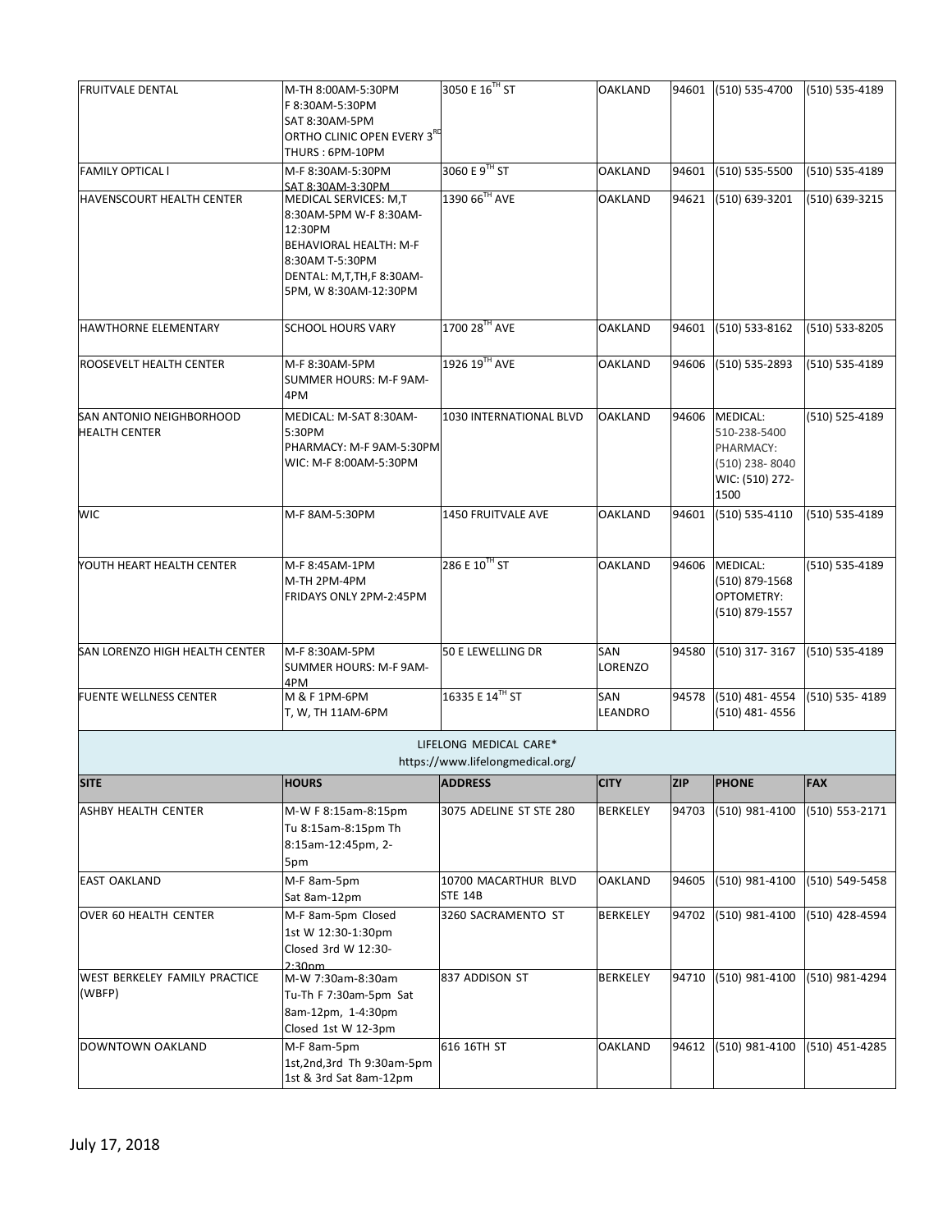| | | | | | | |
|---|---|---|---|---|---|---|
| FRUITVALE DENTAL | M-TH 8:00AM-5:30PM F 8:30AM-5:30PM SAT 8:30AM-5PM ORTHO CLINIC OPEN EVERY 3RD THURS : 6PM-10PM | 3050 E 16TH ST | OAKLAND | 94601 | (510) 535-4700 | (510) 535-4189 |
| FAMILY OPTICAL l | M-F 8:30AM-5:30PM SAT 8:30AM-3:30PM | 3060 E 9TH ST | OAKLAND | 94601 | (510) 535-5500 | (510) 535-4189 |
| HAVENSCOURT HEALTH CENTER | MEDICAL SERVICES: M,T 8:30AM-5PM W-F 8:30AM-12:30PM BEHAVIORAL HEALTH: M-F 8:30AM T-5:30PM DENTAL: M,T,TH,F 8:30AM-5PM, W 8:30AM-12:30PM | 1390 66TH AVE | OAKLAND | 94621 | (510) 639-3201 | (510) 639-3215 |
| HAWTHORNE ELEMENTARY | SCHOOL HOURS VARY | 1700 28TH AVE | OAKLAND | 94601 | (510) 533-8162 | (510) 533-8205 |
| ROOSEVELT HEALTH CENTER | M-F 8:30AM-5PM SUMMER HOURS: M-F 9AM-4PM | 1926 19TH AVE | OAKLAND | 94606 | (510) 535-2893 | (510) 535-4189 |
| SAN ANTONIO NEIGHBORHOOD HEALTH CENTER | MEDICAL: M-SAT 8:30AM-5:30PM PHARMACY: M-F 9AM-5:30PM WIC: M-F 8:00AM-5:30PM | 1030 INTERNATIONAL BLVD | OAKLAND | 94606 | MEDICAL: 510-238-5400 PHARMACY: (510) 238- 8040 WIC: (510) 272-1500 | (510) 525-4189 |
| WIC | M-F 8AM-5:30PM | 1450 FRUITVALE AVE | OAKLAND | 94601 | (510) 535-4110 | (510) 535-4189 |
| YOUTH HEART HEALTH CENTER | M-F 8:45AM-1PM M-TH 2PM-4PM FRIDAYS ONLY 2PM-2:45PM | 286 E 10TH ST | OAKLAND | 94606 | MEDICAL: (510) 879-1568 OPTOMETRY: (510) 879-1557 | (510) 535-4189 |
| SAN LORENZO HIGH HEALTH CENTER | M-F 8:30AM-5PM SUMMER HOURS: M-F 9AM-4PM | 50 E LEWELLING DR | SAN LORENZO | 94580 | (510) 317- 3167 | (510) 535-4189 |
| FUENTE WELLNESS CENTER | M & F 1PM-6PM T, W, TH 11AM-6PM | 16335 E 14TH ST | SAN LEANDRO | 94578 | (510) 481- 4554 (510) 481- 4556 | (510) 535- 4189 |

LIFELONG MEDICAL CARE*
https://www.lifelongmedical.org/

| SITE | HOURS | ADDRESS | CITY | ZIP | PHONE | FAX |
|---|---|---|---|---|---|---|
| ASHBY HEALTH CENTER | M-W F 8:15am-8:15pm Tu 8:15am-8:15pm Th 8:15am-12:45pm, 2-5pm | 3075 ADELINE ST STE 280 | BERKELEY | 94703 | (510) 981-4100 | (510) 553-2171 |
| EAST OAKLAND | M-F 8am-5pm Sat 8am-12pm | 10700 MACARTHUR BLVD STE 14B | OAKLAND | 94605 | (510) 981-4100 | (510) 549-5458 |
| OVER 60 HEALTH CENTER | M-F 8am-5pm Closed 1st W 12:30-1:30pm Closed 3rd W 12:30-2:30pm | 3260 SACRAMENTO ST | BERKELEY | 94702 | (510) 981-4100 | (510) 428-4594 |
| WEST BERKELEY FAMILY PRACTICE (WBFP) | M-W 7:30am-8:30am Tu-Th F 7:30am-5pm Sat 8am-12pm, 1-4:30pm Closed 1st W 12-3pm | 837 ADDISON ST | BERKELEY | 94710 | (510) 981-4100 | (510) 981-4294 |
| DOWNTOWN OAKLAND | M-F 8am-5pm 1st,2nd,3rd Th 9:30am-5pm 1st & 3rd Sat 8am-12pm | 616 16TH ST | OAKLAND | 94612 | (510) 981-4100 | (510) 451-4285 |

July 17, 2018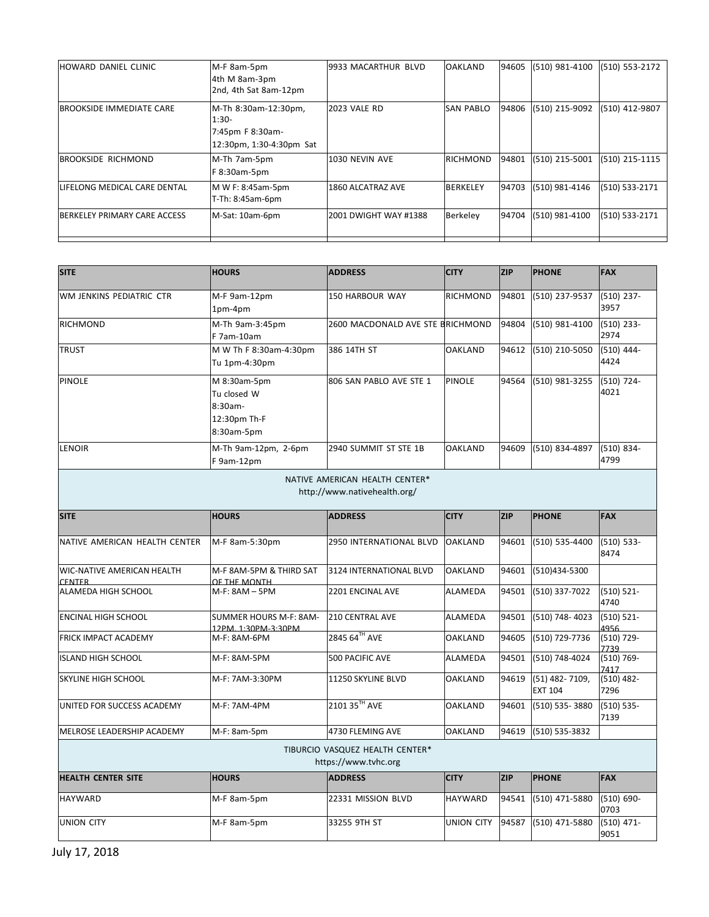| | | | | | | |
|---|---|---|---|---|---|---|
| HOWARD DANIEL CLINIC | M-F 8am-5pm 4th M 8am-3pm 2nd, 4th Sat 8am-12pm | 9933 MACARTHUR BLVD | OAKLAND | 94605 | (510) 981-4100 | (510) 553-2172 |
| BROOKSIDE IMMEDIATE CARE | M-Th 8:30am-12:30pm, 1:30- 7:45pm F 8:30am- 12:30pm, 1:30-4:30pm Sat | 2023 VALE RD | SAN PABLO | 94806 | (510) 215-9092 | (510) 412-9807 |
| BROOKSIDE RICHMOND | M-Th 7am-5pm F 8:30am-5pm | 1030 NEVIN AVE | RICHMOND | 94801 | (510) 215-5001 | (510) 215-1115 |
| LIFELONG MEDICAL CARE DENTAL | M W F: 8:45am-5pm T-Th: 8:45am-6pm | 1860 ALCATRAZ AVE | BERKELEY | 94703 | (510) 981-4146 | (510) 533-2171 |
| BERKELEY PRIMARY CARE ACCESS | M-Sat: 10am-6pm | 2001 DWIGHT WAY #1388 | Berkeley | 94704 | (510) 981-4100 | (510) 533-2171 |

| SITE | HOURS | ADDRESS | CITY | ZIP | PHONE | FAX |
|---|---|---|---|---|---|---|
| WM JENKINS PEDIATRIC CTR | M-F 9am-12pm 1pm-4pm | 150 HARBOUR WAY | RICHMOND | 94801 | (510) 237-9537 | (510) 237-3957 |
| RICHMOND | M-Th 9am-3:45pm F 7am-10am | 2600 MACDONALD AVE STE B | RICHMOND | 94804 | (510) 981-4100 | (510) 233-2974 |
| TRUST | M W Th F 8:30am-4:30pm Tu 1pm-4:30pm | 386 14TH ST | OAKLAND | 94612 | (510) 210-5050 | (510) 444-4424 |
| PINOLE | M 8:30am-5pm Tu closed W 8:30am-12:30pm Th-F 8:30am-5pm | 806 SAN PABLO AVE STE 1 | PINOLE | 94564 | (510) 981-3255 | (510) 724-4021 |
| LENOIR | M-Th 9am-12pm, 2-6pm F 9am-12pm | 2940 SUMMIT ST STE 1B | OAKLAND | 94609 | (510) 834-4897 | (510) 834-4799 |

NATIVE AMERICAN HEALTH CENTER*
http://www.nativehealth.org/

| SITE | HOURS | ADDRESS | CITY | ZIP | PHONE | FAX |
|---|---|---|---|---|---|---|
| NATIVE AMERICAN HEALTH CENTER | M-F 8am-5:30pm | 2950 INTERNATIONAL BLVD | OAKLAND | 94601 | (510) 535-4400 | (510) 533-8474 |
| WIC-NATIVE AMERICAN HEALTH CENTER | M-F 8AM-5PM & THIRD SAT OF THE MONTH | 3124 INTERNATIONAL BLVD | OAKLAND | 94601 | (510)434-5300 | |
| ALAMEDA HIGH SCHOOL | M-F: 8AM – 5PM | 2201 ENCINAL AVE | ALAMEDA | 94501 | (510) 337-7022 | (510) 521-4740 |
| ENCINAL HIGH SCHOOL | SUMMER HOURS M-F: 8AM-12PM, 1:30PM-3:30PM | 210 CENTRAL AVE | ALAMEDA | 94501 | (510) 748- 4023 | (510) 521-4956 |
| FRICK IMPACT ACADEMY | M-F: 8AM-6PM | 2845 64TH AVE | OAKLAND | 94605 | (510) 729-7736 | (510) 729-7739 |
| ISLAND HIGH SCHOOL | M-F: 8AM-5PM | 500 PACIFIC AVE | ALAMEDA | 94501 | (510) 748-4024 | (510) 769-7417 |
| SKYLINE HIGH SCHOOL | M-F: 7AM-3:30PM | 11250 SKYLINE BLVD | OAKLAND | 94619 | (51) 482- 7109, EXT 104 | (510) 482-7296 |
| UNITED FOR SUCCESS ACADEMY | M-F: 7AM-4PM | 2101 35TH AVE | OAKLAND | 94601 | (510) 535- 3880 | (510) 535-7139 |
| MELROSE LEADERSHIP ACADEMY | M-F: 8am-5pm | 4730 FLEMING AVE | OAKLAND | 94619 | (510) 535-3832 | |

TIBURCIO VASQUEZ HEALTH CENTER*
https://www.tvhc.org

| HEALTH CENTER SITE | HOURS | ADDRESS | CITY | ZIP | PHONE | FAX |
|---|---|---|---|---|---|---|
| HAYWARD | M-F 8am-5pm | 22331 MISSION BLVD | HAYWARD | 94541 | (510) 471-5880 | (510) 690-0703 |
| UNION CITY | M-F 8am-5pm | 33255 9TH ST | UNION CITY | 94587 | (510) 471-5880 | (510) 471-9051 |

July 17, 2018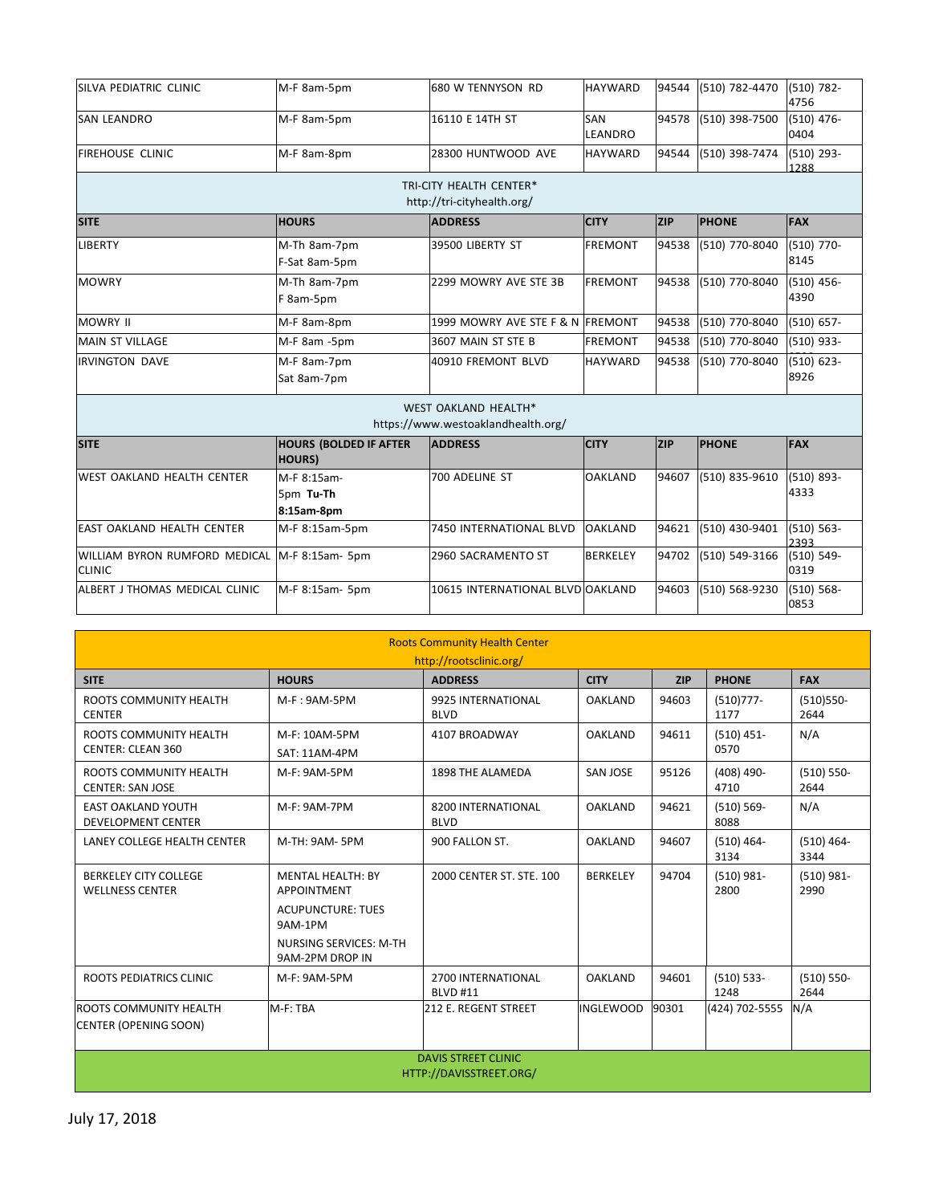| SITE | HOURS | ADDRESS | CITY | ZIP | PHONE | FAX |
|---|---|---|---|---|---|---|
| SILVA PEDIATRIC CLINIC | M-F 8am-5pm | 680 W TENNYSON RD | HAYWARD | 94544 | (510) 782-4470 | (510) 782-4756 |
| SAN LEANDRO | M-F 8am-5pm | 16110 E 14TH ST | SAN LEANDRO | 94578 | (510) 398-7500 | (510) 476-0404 |
| FIREHOUSE CLINIC | M-F 8am-8pm | 28300 HUNTWOOD AVE | HAYWARD | 94544 | (510) 398-7474 | (510) 293-1288 |

**TRI-CITY HEALTH CENTER***
http://tri-cityhealth.org/

| SITE | HOURS | ADDRESS | CITY | ZIP | PHONE | FAX |
|---|---|---|---|---|---|---|
| LIBERTY | M-Th 8am-7pm<br>F-Sat 8am-5pm | 39500 LIBERTY ST | FREMONT | 94538 | (510) 770-8040 | (510) 770-8145 |
| MOWRY | M-Th 8am-7pm<br>F 8am-5pm | 2299 MOWRY AVE STE 3B | FREMONT | 94538 | (510) 770-8040 | (510) 456-4390 |
| MOWRY II | M-F 8am-8pm | 1999 MOWRY AVE STE F & N | FREMONT | 94538 | (510) 770-8040 | (510) 657- |
| MAIN ST VILLAGE | M-F 8am -5pm | 3607 MAIN ST STE B | FREMONT | 94538 | (510) 770-8040 | (510) 933- |
| IRVINGTON DAVE | M-F 8am-7pm<br>Sat 8am-7pm | 40910 FREMONT BLVD | HAYWARD | 94538 | (510) 770-8040 | (510) 623-8926 |

**WEST OAKLAND HEALTH***
https://www.westoaklandhealth.org/

| SITE | HOURS (BOLDED IF AFTER HOURS) | ADDRESS | CITY | ZIP | PHONE | FAX |
|---|---|---|---|---|---|---|
| WEST OAKLAND HEALTH CENTER | M-F 8:15am-5pm **Tu-Th 8:15am-8pm** | 700 ADELINE ST | OAKLAND | 94607 | (510) 835-9610 | (510) 893-4333 |
| EAST OAKLAND HEALTH CENTER | M-F 8:15am-5pm | 7450 INTERNATIONAL BLVD | OAKLAND | 94621 | (510) 430-9401 | (510) 563-2393 |
| WILLIAM BYRON RUMFORD MEDICAL CLINIC | M-F 8:15am- 5pm | 2960 SACRAMENTO ST | BERKELEY | 94702 | (510) 549-3166 | (510) 549-0319 |
| ALBERT J THOMAS MEDICAL CLINIC | M-F 8:15am- 5pm | 10615 INTERNATIONAL BLVD | OAKLAND | 94603 | (510) 568-9230 | (510) 568-0853 |

**Roots Community Health Center**
http://rootsclinic.org/

| SITE | HOURS | ADDRESS | CITY | ZIP | PHONE | FAX |
|---|---|---|---|---|---|---|
| ROOTS COMMUNITY HEALTH CENTER | M-F : 9AM-5PM | 9925 INTERNATIONAL BLVD | OAKLAND | 94603 | (510)777-1177 | (510)550-2644 |
| ROOTS COMMUNITY HEALTH CENTER: CLEAN 360 | M-F: 10AM-5PM<br>SAT: 11AM-4PM | 4107 BROADWAY | OAKLAND | 94611 | (510) 451-0570 | N/A |
| ROOTS COMMUNITY HEALTH CENTER: SAN JOSE | M-F: 9AM-5PM | 1898 THE ALAMEDA | SAN JOSE | 95126 | (408) 490-4710 | (510) 550-2644 |
| EAST OAKLAND YOUTH DEVELOPMENT CENTER | M-F: 9AM-7PM | 8200 INTERNATIONAL BLVD | OAKLAND | 94621 | (510) 569-8088 | N/A |
| LANEY COLLEGE HEALTH CENTER | M-TH: 9AM- 5PM | 900 FALLON ST. | OAKLAND | 94607 | (510) 464-3134 | (510) 464-3344 |
| BERKELEY CITY COLLEGE WELLNESS CENTER | MENTAL HEALTH: BY APPOINTMENT<br>ACUPUNCTURE: TUES 9AM-1PM<br>NURSING SERVICES: M-TH 9AM-2PM DROP IN | 2000 CENTER ST. STE. 100 | BERKELEY | 94704 | (510) 981-2800 | (510) 981-2990 |
| ROOTS PEDIATRICS CLINIC | M-F: 9AM-5PM | 2700 INTERNATIONAL BLVD #11 | OAKLAND | 94601 | (510) 533-1248 | (510) 550-2644 |
| ROOTS COMMUNITY HEALTH CENTER (OPENING SOON) | M-F: TBA | 212 E. REGENT STREET | INGLEWOOD | 90301 | (424) 702-5555 | N/A |

**DAVIS STREET CLINIC**
HTTP://DAVISSTREET.ORG/

July 17, 2018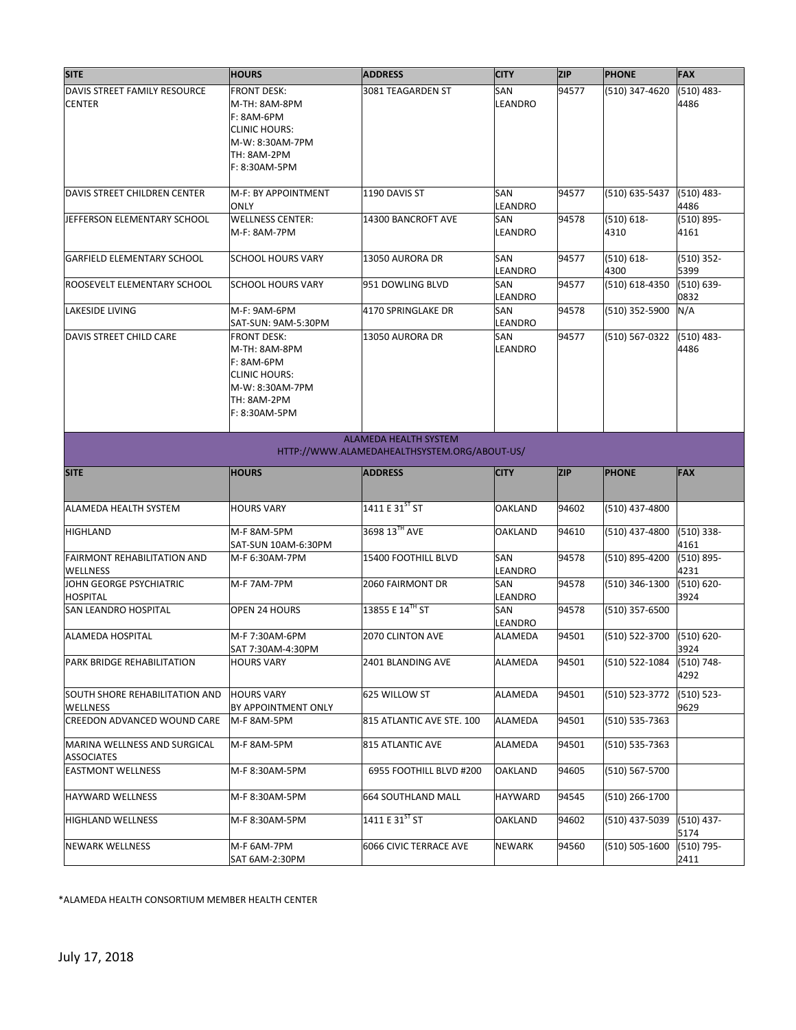| SITE | HOURS | ADDRESS | CITY | ZIP | PHONE | FAX |
|---|---|---|---|---|---|---|
| DAVIS STREET FAMILY RESOURCE CENTER | FRONT DESK: M-TH: 8AM-8PM F: 8AM-6PM CLINIC HOURS: M-W: 8:30AM-7PM TH: 8AM-2PM F: 8:30AM-5PM | 3081 TEAGARDEN ST | SAN LEANDRO | 94577 | (510) 347-4620 | (510) 483-4486 |
| DAVIS STREET CHILDREN CENTER | M-F: BY APPOINTMENT ONLY | 1190 DAVIS ST | SAN LEANDRO | 94577 | (510) 635-5437 | (510) 483-4486 |
| JEFFERSON ELEMENTARY SCHOOL | WELLNESS CENTER: M-F: 8AM-7PM | 14300 BANCROFT AVE | SAN LEANDRO | 94578 | (510) 618-4310 | (510) 895-4161 |
| GARFIELD ELEMENTARY SCHOOL | SCHOOL HOURS VARY | 13050 AURORA DR | SAN LEANDRO | 94577 | (510) 618-4300 | (510) 352-5399 |
| ROOSEVELT ELEMENTARY SCHOOL | SCHOOL HOURS VARY | 951 DOWLING BLVD | SAN LEANDRO | 94577 | (510) 618-4350 | (510) 639-0832 |
| LAKESIDE LIVING | M-F: 9AM-6PM SAT-SUN: 9AM-5:30PM | 4170 SPRINGLAKE DR | SAN LEANDRO | 94578 | (510) 352-5900 | N/A |
| DAVIS STREET CHILD CARE | FRONT DESK: M-TH: 8AM-8PM F: 8AM-6PM CLINIC HOURS: M-W: 8:30AM-7PM TH: 8AM-2PM F: 8:30AM-5PM | 13050 AURORA DR | SAN LEANDRO | 94577 | (510) 567-0322 | (510) 483-4486 |

## ALAMEDA HEALTH SYSTEM

HTTP://WWW.ALAMEDAHEALTHSYSTEM.ORG/ABOUT-US/

| SITE | HOURS | ADDRESS | CITY | ZIP | PHONE | FAX |
|---|---|---|---|---|---|---|
| ALAMEDA HEALTH SYSTEM | HOURS VARY | 1411 E 31ST ST | OAKLAND | 94602 | (510) 437-4800 | |
| HIGHLAND | M-F 8AM-5PM SAT-SUN 10AM-6:30PM | 3698 13TH AVE | OAKLAND | 94610 | (510) 437-4800 | (510) 338-4161 |
| FAIRMONT REHABILITATION AND WELLNESS | M-F 6:30AM-7PM | 15400 FOOTHILL BLVD | SAN LEANDRO | 94578 | (510) 895-4200 | (510) 895-4231 |
| JOHN GEORGE PSYCHIATRIC HOSPITAL | M-F 7AM-7PM | 2060 FAIRMONT DR | SAN LEANDRO | 94578 | (510) 346-1300 | (510) 620-3924 |
| SAN LEANDRO HOSPITAL | OPEN 24 HOURS | 13855 E 14TH ST | SAN LEANDRO | 94578 | (510) 357-6500 | |
| ALAMEDA HOSPITAL | M-F 7:30AM-6PM SAT 7:30AM-4:30PM | 2070 CLINTON AVE | ALAMEDA | 94501 | (510) 522-3700 | (510) 620-3924 |
| PARK BRIDGE REHABILITATION | HOURS VARY | 2401 BLANDING AVE | ALAMEDA | 94501 | (510) 522-1084 | (510) 748-4292 |
| SOUTH SHORE REHABILITATION AND WELLNESS | HOURS VARY BY APPOINTMENT ONLY | 625 WILLOW ST | ALAMEDA | 94501 | (510) 523-3772 | (510) 523-9629 |
| CREEDON ADVANCED WOUND CARE | M-F 8AM-5PM | 815 ATLANTIC AVE STE. 100 | ALAMEDA | 94501 | (510) 535-7363 | |
| MARINA WELLNESS AND SURGICAL ASSOCIATES | M-F 8AM-5PM | 815 ATLANTIC AVE | ALAMEDA | 94501 | (510) 535-7363 | |
| EASTMONT WELLNESS | M-F 8:30AM-5PM | 6955 FOOTHILL BLVD #200 | OAKLAND | 94605 | (510) 567-5700 | |
| HAYWARD WELLNESS | M-F 8:30AM-5PM | 664 SOUTHLAND MALL | HAYWARD | 94545 | (510) 266-1700 | |
| HIGHLAND WELLNESS | M-F 8:30AM-5PM | 1411 E 31ST ST | OAKLAND | 94602 | (510) 437-5039 | (510) 437-5174 |
| NEWARK WELLNESS | M-F 6AM-7PM SAT 6AM-2:30PM | 6066 CIVIC TERRACE AVE | NEWARK | 94560 | (510) 505-1600 | (510) 795-2411 |

*ALAMEDA HEALTH CONSORTIUM MEMBER HEALTH CENTER

July 17, 2018